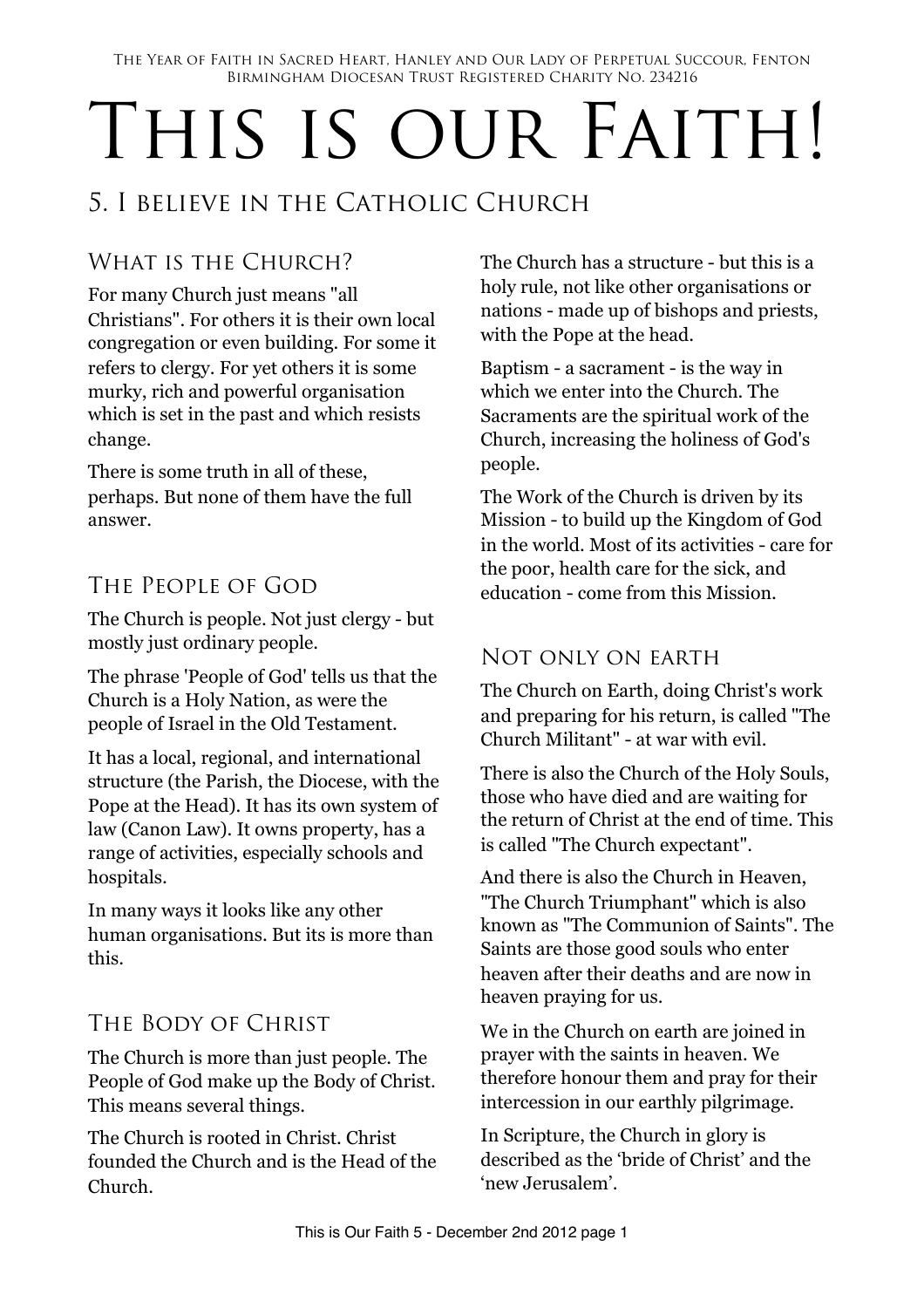The Year of Faith in Sacred Heart, Hanley and Our Lady of Perpetual Succour, Fenton
Birmingham Diocesan Trust Registered Charity No. 234216

# This is our Faith!

## 5. I believe in the Catholic Church

### What is the Church?

For many Church just means "all Christians". For others it is their own local congregation or even building. For some it refers to clergy. For yet others it is some murky, rich and powerful organisation which is set in the past and which resists change.

There is some truth in all of these, perhaps. But none of them have the full answer.

### The People of God

The Church is people. Not just clergy - but mostly just ordinary people.

The phrase 'People of God' tells us that the Church is a Holy Nation, as were the people of Israel in the Old Testament.

It has a local, regional, and international structure (the Parish, the Diocese, with the Pope at the Head). It has its own system of law (Canon Law). It owns property, has a range of activities, especially schools and hospitals.

In many ways it looks like any other human organisations. But its is more than this.

### The Body of Christ

The Church is more than just people. The People of God make up the Body of Christ. This means several things.

The Church is rooted in Christ. Christ founded the Church and is the Head of the Church.

The Church has a structure - but this is a holy rule, not like other organisations or nations - made up of bishops and priests, with the Pope at the head.

Baptism - a sacrament - is the way in which we enter into the Church. The Sacraments are the spiritual work of the Church, increasing the holiness of God's people.

The Work of the Church is driven by its Mission - to build up the Kingdom of God in the world. Most of its activities - care for the poor, health care for the sick, and education - come from this Mission.

### Not only on earth

The Church on Earth, doing Christ's work and preparing for his return, is called "The Church Militant" - at war with evil.

There is also the Church of the Holy Souls, those who have died and are waiting for the return of Christ at the end of time. This is called "The Church expectant".

And there is also the Church in Heaven, "The Church Triumphant" which is also known as "The Communion of Saints". The Saints are those good souls who enter heaven after their deaths and are now in heaven praying for us.

We in the Church on earth are joined in prayer with the saints in heaven. We therefore honour them and pray for their intercession in our earthly pilgrimage.

In Scripture, the Church in glory is described as the 'bride of Christ' and the 'new Jerusalem'.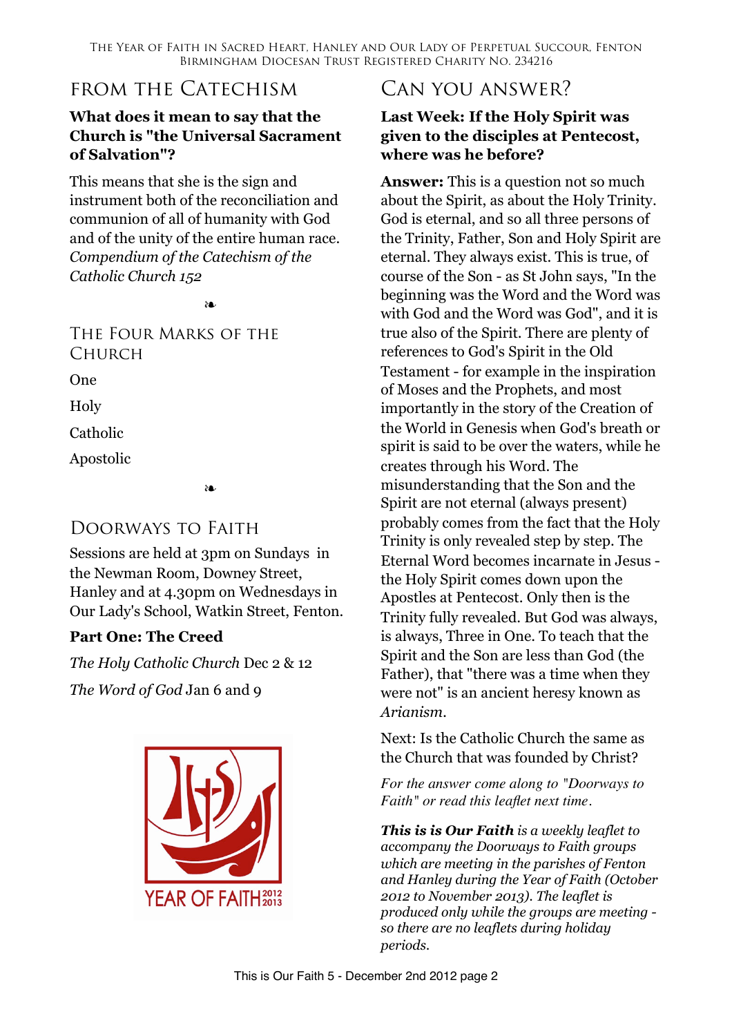# From the Catechism

**What does it mean to say that the Church is "the Universal Sacrament of Salvation"?**

This means that she is the sign and instrument both of the reconciliation and communion of all of humanity with God and of the unity of the entire human race. *Compendium of the Catechism of the Catholic Church 152*

❧

## The Four Marks of the Church

One

Holy

Catholic

Apostolic

❧

## Doorways to Faith

Sessions are held at 3pm on Sundays in the Newman Room, Downey Street, Hanley and at 4.30pm on Wednesdays in Our Lady's School, Watkin Street, Fenton.

**Part One: The Creed**

*The Holy Catholic Church* Dec 2 & 12

*The Word of God* Jan 6 and 9

YEAR OF FAITH 2012 2013

# Can you answer?

**Last Week: If the Holy Spirit was given to the disciples at Pentecost, where was he before?**

**Answer:** This is a question not so much about the Spirit, as about the Holy Trinity. God is eternal, and so all three persons of the Trinity, Father, Son and Holy Spirit are eternal. They always exist. This is true, of course of the Son - as St John says, "In the beginning was the Word and the Word was with God and the Word was God", and it is true also of the Spirit. There are plenty of references to God's Spirit in the Old Testament - for example in the inspiration of Moses and the Prophets, and most importantly in the story of the Creation of the World in Genesis when God's breath or spirit is said to be over the waters, while he creates through his Word. The misunderstanding that the Son and the Spirit are not eternal (always present) probably comes from the fact that the Holy Trinity is only revealed step by step. The Eternal Word becomes incarnate in Jesus - the Holy Spirit comes down upon the Apostles at Pentecost. Only then is the Trinity fully revealed. But God was always, is always, Three in One. To teach that the Spirit and the Son are less than God (the Father), that "there was a time when they were not" is an ancient heresy known as *Arianism*.

Next: Is the Catholic Church the same as the Church that was founded by Christ?

*For the answer come along to "Doorways to Faith" or read this leaflet next time.*

***This is is Our Faith** is a weekly leaflet to accompany the Doorways to Faith groups which are meeting in the parishes of Fenton and Hanley during the Year of Faith (October 2012 to November 2013). The leaflet is produced only while the groups are meeting - so there are no leaflets during holiday periods.*